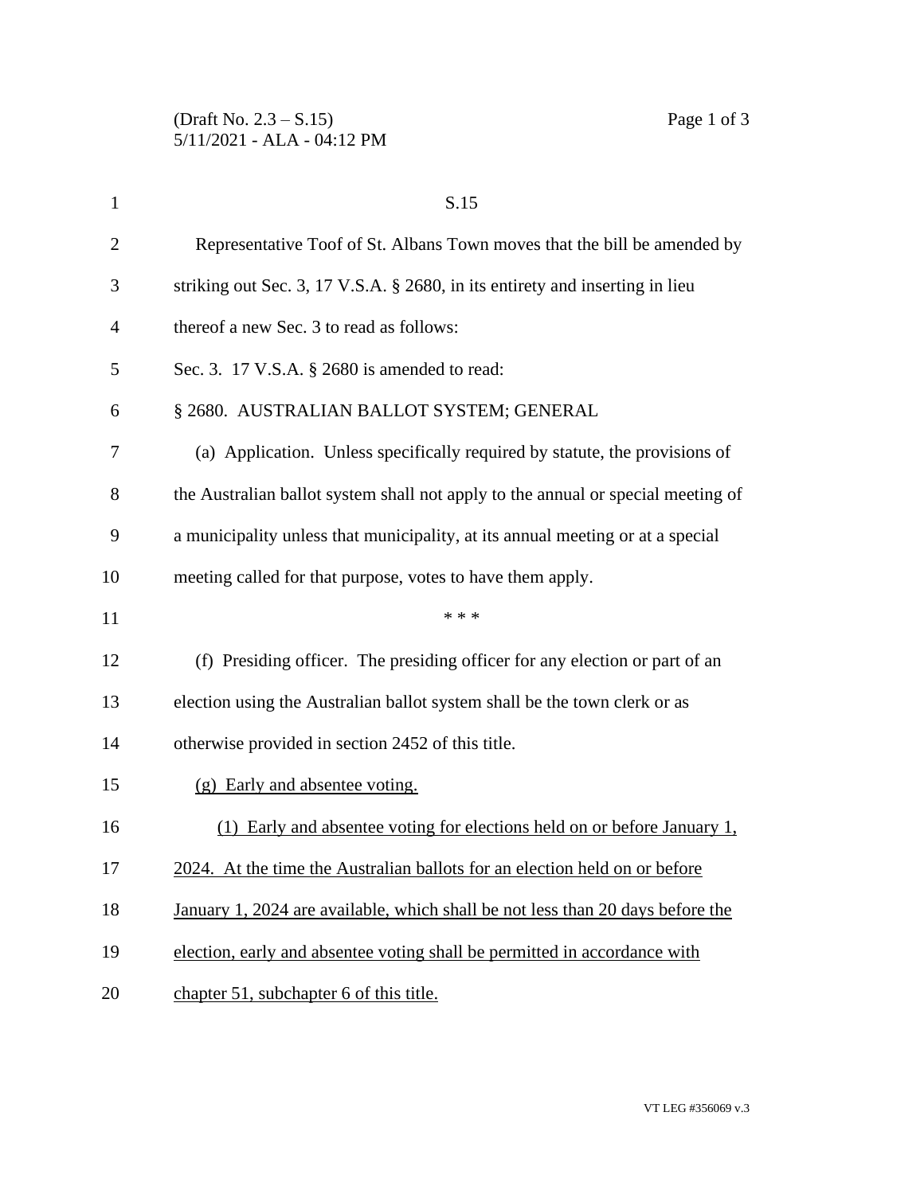S.15

Representative Toof of St. Albans Town moves that the bill be amended by striking out Sec. 3, 17 V.S.A. § 2680, in its entirety and inserting in lieu thereof a new Sec. 3 to read as follows:

Sec. 3. 17 V.S.A. § 2680 is amended to read:

§ 2680. AUSTRALIAN BALLOT SYSTEM; GENERAL

(a) Application. Unless specifically required by statute, the provisions of the Australian ballot system shall not apply to the annual or special meeting of a municipality unless that municipality, at its annual meeting or at a special meeting called for that purpose, votes to have them apply.

\* \* \*

(f) Presiding officer. The presiding officer for any election or part of an election using the Australian ballot system shall be the town clerk or as otherwise provided in section 2452 of this title.

<u>(g) Early and absentee voting.</u>

<u>(1) Early and absentee voting for elections held on or before January 1, 2024. At the time the Australian ballots for an election held on or before January 1, 2024 are available, which shall be not less than 20 days before the election, early and absentee voting shall be permitted in accordance with chapter 51, subchapter 6 of this title.</u>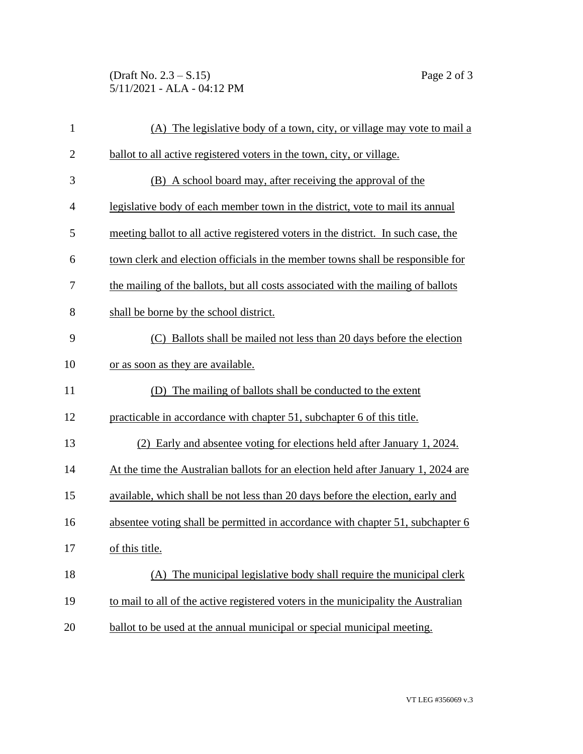(A) The legislative body of a town, city, or village may vote to mail a ballot to all active registered voters in the town, city, or village.

(B) A school board may, after receiving the approval of the legislative body of each member town in the district, vote to mail its annual meeting ballot to all active registered voters in the district. In such case, the town clerk and election officials in the member towns shall be responsible for the mailing of the ballots, but all costs associated with the mailing of ballots shall be borne by the school district.

(C) Ballots shall be mailed not less than 20 days before the election or as soon as they are available.

(D) The mailing of ballots shall be conducted to the extent practicable in accordance with chapter 51, subchapter 6 of this title.

(2) Early and absentee voting for elections held after January 1, 2024. At the time the Australian ballots for an election held after January 1, 2024 are available, which shall be not less than 20 days before the election, early and absentee voting shall be permitted in accordance with chapter 51, subchapter 6 of this title.

(A) The municipal legislative body shall require the municipal clerk to mail to all of the active registered voters in the municipality the Australian ballot to be used at the annual municipal or special municipal meeting.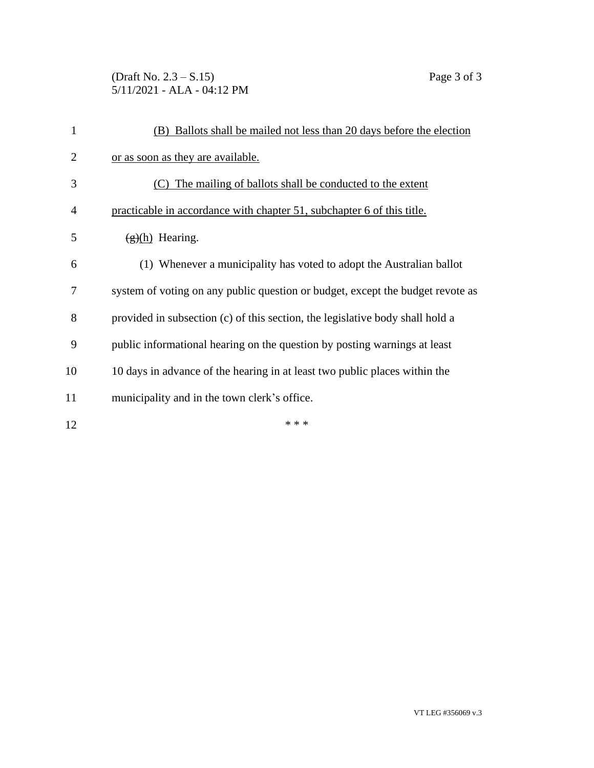(B) Ballots shall be mailed not less than 20 days before the election or as soon as they are available.

(C) The mailing of ballots shall be conducted to the extent practicable in accordance with chapter 51, subchapter 6 of this title.

~~(g)~~(h) Hearing.

(1) Whenever a municipality has voted to adopt the Australian ballot system of voting on any public question or budget, except the budget revote as provided in subsection (c) of this section, the legislative body shall hold a public informational hearing on the question by posting warnings at least 10 days in advance of the hearing in at least two public places within the municipality and in the town clerk's office.

\* \* \*